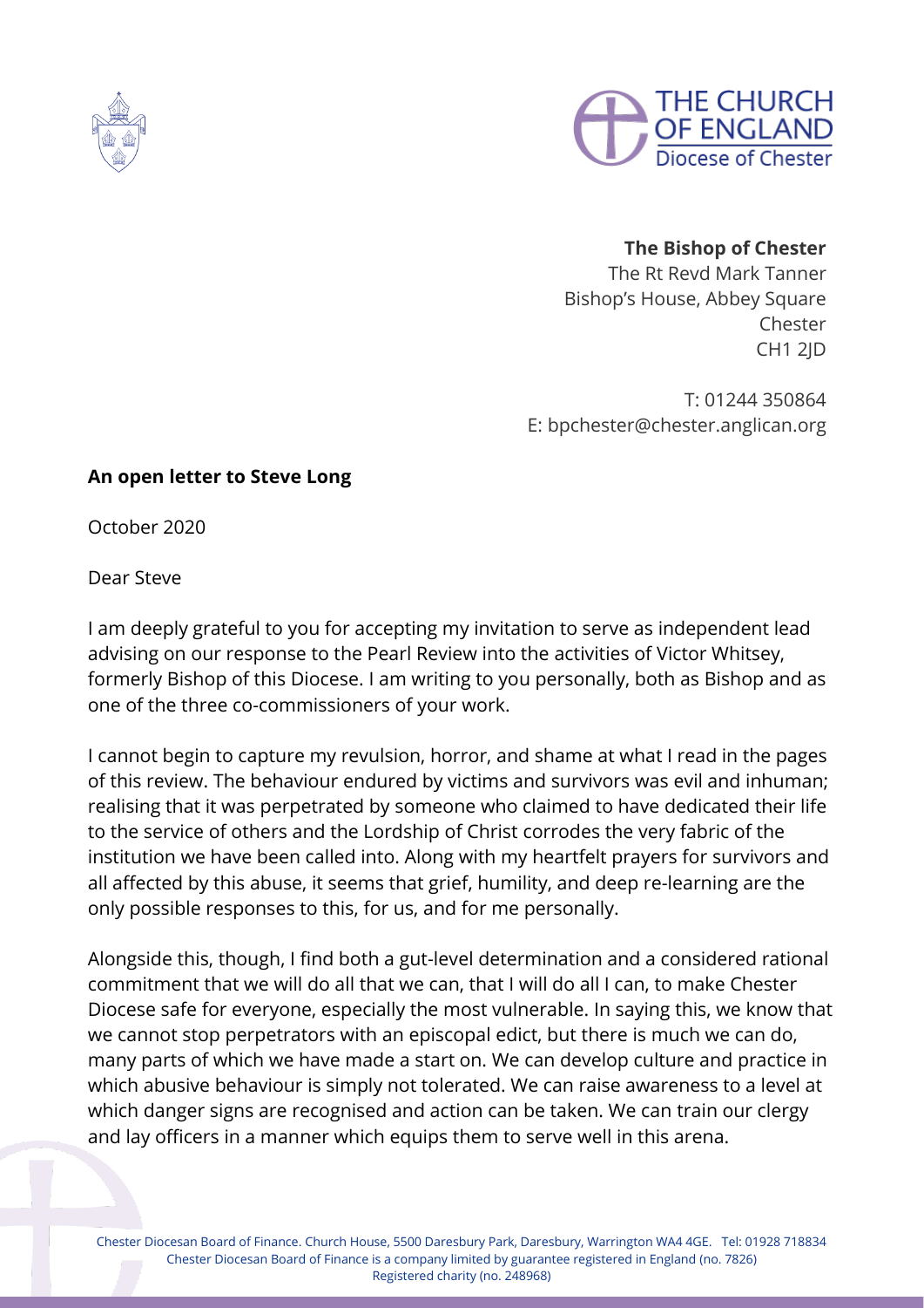THE CHURCH OF ENGLAND
Diocese of Chester

**The Bishop of Chester**
The Rt Revd Mark Tanner
Bishop's House, Abbey Square
Chester
CH1 2JD

T: 01244 350864
E: bpchester@chester.anglican.org

**An open letter to Steve Long**

October 2020

Dear Steve

I am deeply grateful to you for accepting my invitation to serve as independent lead advising on our response to the Pearl Review into the activities of Victor Whitsey, formerly Bishop of this Diocese. I am writing to you personally, both as Bishop and as one of the three co-commissioners of your work.

I cannot begin to capture my revulsion, horror, and shame at what I read in the pages of this review. The behaviour endured by victims and survivors was evil and inhuman; realising that it was perpetrated by someone who claimed to have dedicated their life to the service of others and the Lordship of Christ corrodes the very fabric of the institution we have been called into. Along with my heartfelt prayers for survivors and all affected by this abuse, it seems that grief, humility, and deep re-learning are the only possible responses to this, for us, and for me personally.

Alongside this, though, I find both a gut-level determination and a considered rational commitment that we will do all that we can, that I will do all I can, to make Chester Diocese safe for everyone, especially the most vulnerable. In saying this, we know that we cannot stop perpetrators with an episcopal edict, but there is much we can do, many parts of which we have made a start on. We can develop culture and practice in which abusive behaviour is simply not tolerated. We can raise awareness to a level at which danger signs are recognised and action can be taken. We can train our clergy and lay officers in a manner which equips them to serve well in this arena.

Chester Diocesan Board of Finance. Church House, 5500 Daresbury Park, Daresbury, Warrington WA4 4GE. Tel: 01928 718834
Chester Diocesan Board of Finance is a company limited by guarantee registered in England (no. 7826)
Registered charity (no. 248968)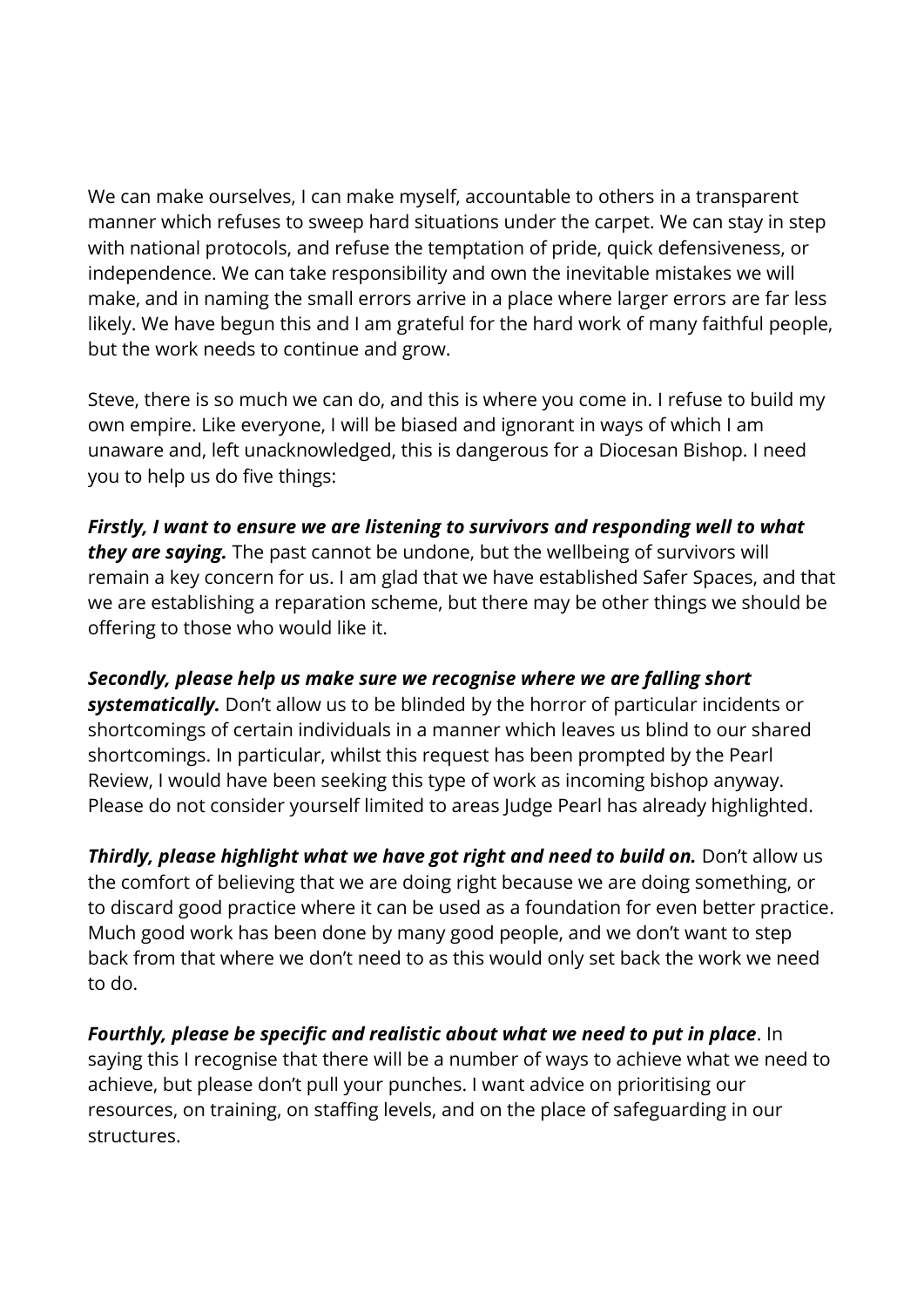We can make ourselves, I can make myself, accountable to others in a transparent manner which refuses to sweep hard situations under the carpet. We can stay in step with national protocols, and refuse the temptation of pride, quick defensiveness, or independence. We can take responsibility and own the inevitable mistakes we will make, and in naming the small errors arrive in a place where larger errors are far less likely. We have begun this and I am grateful for the hard work of many faithful people, but the work needs to continue and grow.

Steve, there is so much we can do, and this is where you come in. I refuse to build my own empire. Like everyone, I will be biased and ignorant in ways of which I am unaware and, left unacknowledged, this is dangerous for a Diocesan Bishop. I need you to help us do five things:

***Firstly, I want to ensure we are listening to survivors and responding well to what they are saying.*** The past cannot be undone, but the wellbeing of survivors will remain a key concern for us. I am glad that we have established Safer Spaces, and that we are establishing a reparation scheme, but there may be other things we should be offering to those who would like it.

***Secondly, please help us make sure we recognise where we are falling short systematically.*** Don't allow us to be blinded by the horror of particular incidents or shortcomings of certain individuals in a manner which leaves us blind to our shared shortcomings. In particular, whilst this request has been prompted by the Pearl Review, I would have been seeking this type of work as incoming bishop anyway. Please do not consider yourself limited to areas Judge Pearl has already highlighted.

***Thirdly, please highlight what we have got right and need to build on.*** Don't allow us the comfort of believing that we are doing right because we are doing something, or to discard good practice where it can be used as a foundation for even better practice. Much good work has been done by many good people, and we don't want to step back from that where we don't need to as this would only set back the work we need to do.

***Fourthly, please be specific and realistic about what we need to put in place***. In saying this I recognise that there will be a number of ways to achieve what we need to achieve, but please don't pull your punches. I want advice on prioritising our resources, on training, on staffing levels, and on the place of safeguarding in our structures.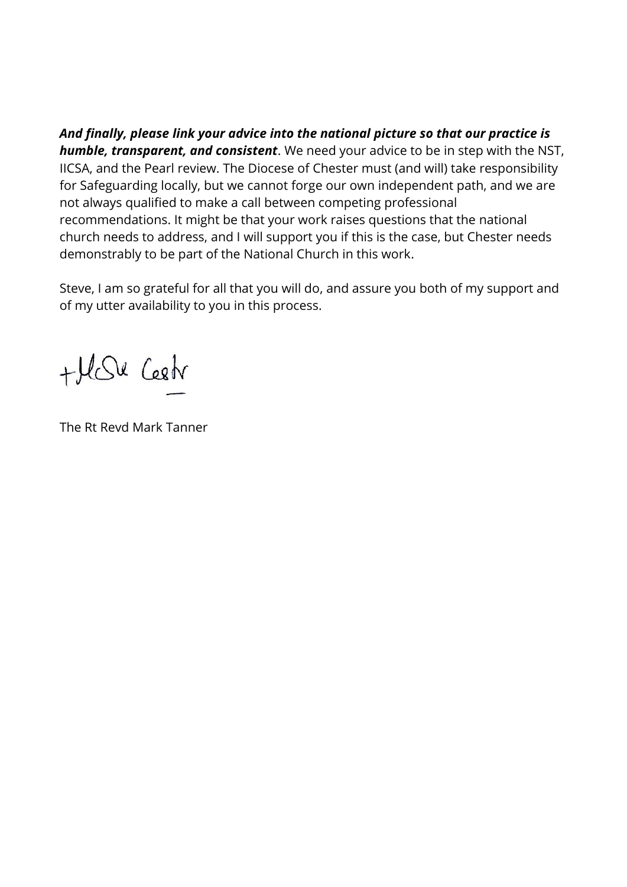***And finally, please link your advice into the national picture so that our practice is humble, transparent, and consistent***. We need your advice to be in step with the NST, IICSA, and the Pearl review. The Diocese of Chester must (and will) take responsibility for Safeguarding locally, but we cannot forge our own independent path, and we are not always qualified to make a call between competing professional recommendations. It might be that your work raises questions that the national church needs to address, and I will support you if this is the case, but Chester needs demonstrably to be part of the National Church in this work.

Steve, I am so grateful for all that you will do, and assure you both of my support and of my utter availability to you in this process.

+Mark Cestr

The Rt Revd Mark Tanner